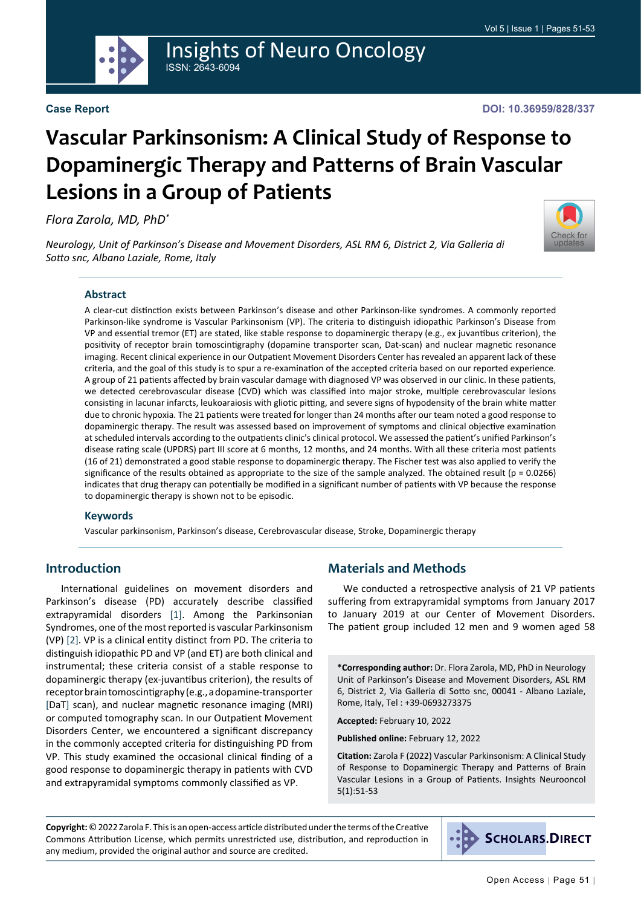Case Report

DOI: 10.36959/828/337

# Vascular Parkinsonism: A Clinical Study of Response to Dopaminergic Therapy and Patterns of Brain Vascular Lesions in a Group of Patients

*Flora Zarola, MD, PhD**

*Neurology, Unit of Parkinson's Disease and Movement Disorders, ASL RM 6, District 2, Via Galleria di Sotto snc, Albano Laziale, Rome, Italy*

## Abstract

A clear-cut distinction exists between Parkinson's disease and other Parkinson-like syndromes. A commonly reported Parkinson-like syndrome is Vascular Parkinsonism (VP). The criteria to distinguish idiopathic Parkinson's Disease from VP and essential tremor (ET) are stated, like stable response to dopaminergic therapy (e.g., ex juvantibus criterion), the positivity of receptor brain tomoscintigraphy (dopamine transporter scan, Dat-scan) and nuclear magnetic resonance imaging. Recent clinical experience in our Outpatient Movement Disorders Center has revealed an apparent lack of these criteria, and the goal of this study is to spur a re-examination of the accepted criteria based on our reported experience. A group of 21 patients affected by brain vascular damage with diagnosed VP was observed in our clinic. In these patients, we detected cerebrovascular disease (CVD) which was classified into major stroke, multiple cerebrovascular lesions consisting in lacunar infarcts, leukoaraiosis with gliotic pitting, and severe signs of hypodensity of the brain white matter due to chronic hypoxia. The 21 patients were treated for longer than 24 months after our team noted a good response to dopaminergic therapy. The result was assessed based on improvement of symptoms and clinical objective examination at scheduled intervals according to the outpatients clinic's clinical protocol. We assessed the patient's unified Parkinson's disease rating scale (UPDRS) part III score at 6 months, 12 months, and 24 months. With all these criteria most patients (16 of 21) demonstrated a good stable response to dopaminergic therapy. The Fischer test was also applied to verify the significance of the results obtained as appropriate to the size of the sample analyzed. The obtained result ($p = 0.0266$) indicates that drug therapy can potentially be modified in a significant number of patients with VP because the response to dopaminergic therapy is shown not to be episodic.

## Keywords

Vascular parkinsonism, Parkinson's disease, Cerebrovascular disease, Stroke, Dopaminergic therapy

## Introduction

International guidelines on movement disorders and Parkinson's disease (PD) accurately describe classified extrapyramidal disorders [1]. Among the Parkinsonian Syndromes, one of the most reported is vascular Parkinsonism (VP) [2]. VP is a clinical entity distinct from PD. The criteria to distinguish idiopathic PD and VP (and ET) are both clinical and instrumental; these criteria consist of a stable response to dopaminergic therapy (ex-juvantibus criterion), the results of receptor brain tomoscintigraphy (e.g., a dopamine-transporter [DaT] scan), and nuclear magnetic resonance imaging (MRI) or computed tomography scan. In our Outpatient Movement Disorders Center, we encountered a significant discrepancy in the commonly accepted criteria for distinguishing PD from VP. This study examined the occasional clinical finding of a good response to dopaminergic therapy in patients with CVD and extrapyramidal symptoms commonly classified as VP.

## Materials and Methods

We conducted a retrospective analysis of 21 VP patients suffering from extrapyramidal symptoms from January 2017 to January 2019 at our Center of Movement Disorders. The patient group included 12 men and 9 women aged 58

**\*Corresponding author:** Dr. Flora Zarola, MD, PhD in Neurology Unit of Parkinson's Disease and Movement Disorders, ASL RM 6, District 2, Via Galleria di Sotto snc, 00041 - Albano Laziale, Rome, Italy, Tel : +39-0693273375

**Accepted:** February 10, 2022

**Published online:** February 12, 2022

**Citation:** Zarola F (2022) Vascular Parkinsonism: A Clinical Study of Response to Dopaminergic Therapy and Patterns of Brain Vascular Lesions in a Group of Patients. Insights Neurooncol 5(1):51-53

**Copyright:** © 2022 Zarola F. This is an open-access article distributed under the terms of the Creative Commons Attribution License, which permits unrestricted use, distribution, and reproduction in any medium, provided the original author and source are credited.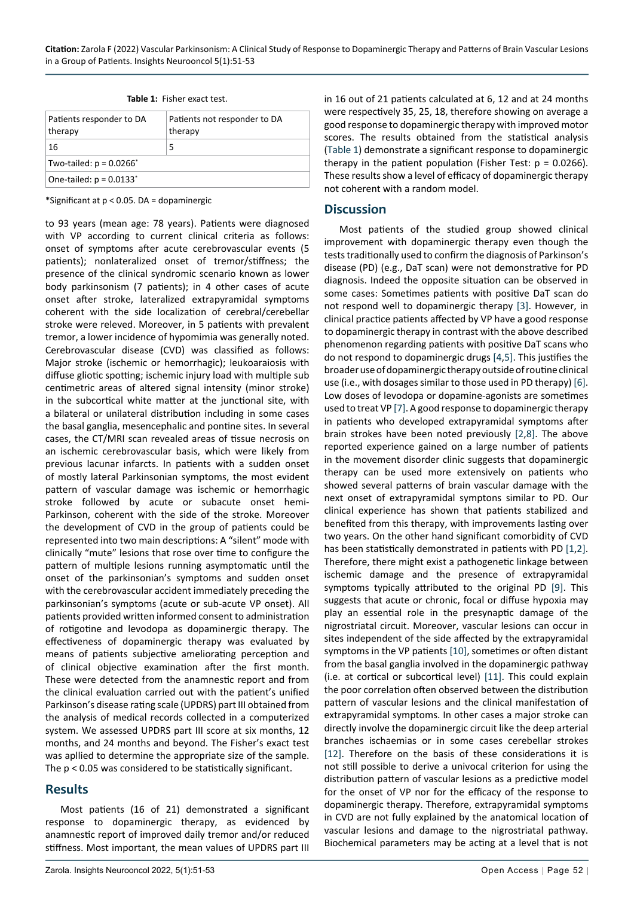**Table 1:** Fisher exact test.

| Patients responder to DA therapy | Patients not responder to DA therapy |
|---|---|
| 16 | 5 |
| Two-tailed: $p = 0.0266^*$ | |
| One-tailed: $p = 0.0133^*$ | |

*Significant at $p < 0.05$. DA = dopaminergic

to 93 years (mean age: 78 years). Patients were diagnosed with VP according to current clinical criteria as follows: onset of symptoms after acute cerebrovascular events (5 patients); nonlateralized onset of tremor/stiffness; the presence of the clinical syndromic scenario known as lower body parkinsonism (7 patients); in 4 other cases of acute onset after stroke, lateralized extrapyramidal symptoms coherent with the side localization of cerebral/cerebellar stroke were releved. Moreover, in 5 patients with prevalent tremor, a lower incidence of hypomimia was generally noted. Cerebrovascular disease (CVD) was classified as follows: Major stroke (ischemic or hemorrhagic); leukoaraiosis with diffuse gliotic spotting; ischemic injury load with multiple sub centimetric areas of altered signal intensity (minor stroke) in the subcortical white matter at the junctional site, with a bilateral or unilateral distribution including in some cases the basal ganglia, mesencephalic and pontine sites. In several cases, the CT/MRI scan revealed areas of tissue necrosis on an ischemic cerebrovascular basis, which were likely from previous lacunar infarcts. In patients with a sudden onset of mostly lateral Parkinsonian symptoms, the most evident pattern of vascular damage was ischemic or hemorrhagic stroke followed by acute or subacute onset hemi-Parkinson, coherent with the side of the stroke. Moreover the development of CVD in the group of patients could be represented into two main descriptions: A "silent" mode with clinically "mute" lesions that rose over time to configure the pattern of multiple lesions running asymptomatic until the onset of the parkinsonian's symptoms and sudden onset with the cerebrovascular accident immediately preceding the parkinsonian's symptoms (acute or sub-acute VP onset). All patients provided written informed consent to administration of rotigotine and levodopa as dopaminergic therapy. The effectiveness of dopaminergic therapy was evaluated by means of patients subjective ameliorating perception and of clinical objective examination after the first month. These were detected from the anamnestic report and from the clinical evaluation carried out with the patient's unified Parkinson's disease rating scale (UPDRS) part III obtained from the analysis of medical records collected in a computerized system. We assessed UPDRS part III score at six months, 12 months, and 24 months and beyond. The Fisher's exact test was apllied to determine the appropriate size of the sample. The $p < 0.05$ was considered to be statistically significant.

## Results

Most patients (16 of 21) demonstrated a significant response to dopaminergic therapy, as evidenced by anamnestic report of improved daily tremor and/or reduced stiffness. Most important, the mean values of UPDRS part III in 16 out of 21 patients calculated at 6, 12 and at 24 months were respectively 35, 25, 18, therefore showing on average a good response to dopaminergic therapy with improved motor scores. The results obtained from the statistical analysis (Table 1) demonstrate a significant response to dopaminergic therapy in the patient population (Fisher Test: $p = 0.0266$). These results show a level of efficacy of dopaminergic therapy not coherent with a random model.

## Discussion

Most patients of the studied group showed clinical improvement with dopaminergic therapy even though the tests traditionally used to confirm the diagnosis of Parkinson's disease (PD) (e.g., DaT scan) were not demonstrative for PD diagnosis. Indeed the opposite situation can be observed in some cases: Sometimes patients with positive DaT scan do not respond well to dopaminergic therapy [3]. However, in clinical practice patients affected by VP have a good response to dopaminergic therapy in contrast with the above described phenomenon regarding patients with positive DaT scans who do not respond to dopaminergic drugs [4,5]. This justifies the broader use of dopaminergic therapy outside of routine clinical use (i.e., with dosages similar to those used in PD therapy) [6]. Low doses of levodopa or dopamine-agonists are sometimes used to treat VP [7]. A good response to dopaminergic therapy in patients who developed extrapyramidal symptoms after brain strokes have been noted previously [2,8]. The above reported experience gained on a large number of patients in the movement disorder clinic suggests that dopaminergic therapy can be used more extensively on patients who showed several patterns of brain vascular damage with the next onset of extrapyramidal symptons similar to PD. Our clinical experience has shown that patients stabilized and benefited from this therapy, with improvements lasting over two years. On the other hand significant comorbidity of CVD has been statistically demonstrated in patients with PD [1,2]. Therefore, there might exist a pathogenetic linkage between ischemic damage and the presence of extrapyramidal symptoms typically attributed to the original PD [9]. This suggests that acute or chronic, focal or diffuse hypoxia may play an essential role in the presynaptic damage of the nigrostriatal circuit. Moreover, vascular lesions can occur in sites independent of the side affected by the extrapyramidal symptoms in the VP patients [10], sometimes or often distant from the basal ganglia involved in the dopaminergic pathway (i.e. at cortical or subcortical level) [11]. This could explain the poor correlation often observed between the distribution pattern of vascular lesions and the clinical manifestation of extrapyramidal symptoms. In other cases a major stroke can directly involve the dopaminergic circuit like the deep arterial branches ischaemias or in some cases cerebellar strokes [12]. Therefore on the basis of these considerations it is not still possible to derive a univocal criterion for using the distribution pattern of vascular lesions as a predictive model for the onset of VP nor for the efficacy of the response to dopaminergic therapy. Therefore, extrapyramidal symptoms in CVD are not fully explained by the anatomical location of vascular lesions and damage to the nigrostriatal pathway. Biochemical parameters may be acting at a level that is not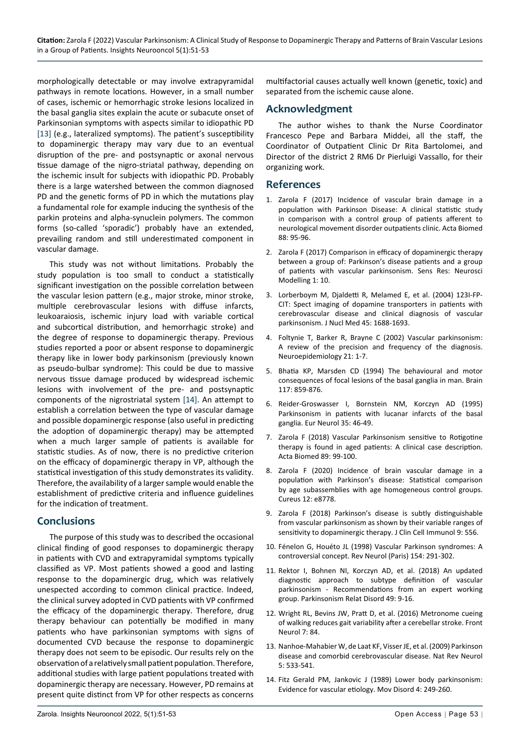morphologically detectable or may involve extrapyramidal pathways in remote locations. However, in a small number of cases, ischemic or hemorrhagic stroke lesions localized in the basal ganglia sites explain the acute or subacute onset of Parkinsonian symptoms with aspects similar to idiopathic PD [13] (e.g., lateralized symptoms). The patient's susceptibility to dopaminergic therapy may vary due to an eventual disruption of the pre- and postsynaptic or axonal nervous tissue damage of the nigro-striatal pathway, depending on the ischemic insult for subjects with idiopathic PD. Probably there is a large watershed between the common diagnosed PD and the genetic forms of PD in which the mutations play a fundamental role for example inducing the synthesis of the parkin proteins and alpha-synuclein polymers. The common forms (so-called 'sporadic') probably have an extended, prevailing random and still underestimated component in vascular damage.

This study was not without limitations. Probably the study population is too small to conduct a statistically significant investigation on the possible correlation between the vascular lesion pattern (e.g., major stroke, minor stroke, multiple cerebrovascular lesions with diffuse infarcts, leukoaraiosis, ischemic injury load with variable cortical and subcortical distribution, and hemorrhagic stroke) and the degree of response to dopaminergic therapy. Previous studies reported a poor or absent response to dopaminergic therapy like in lower body parkinsonism (previously known as pseudo-bulbar syndrome): This could be due to massive nervous tissue damage produced by widespread ischemic lesions with involvement of the pre- and postsynaptic components of the nigrostriatal system [14]. An attempt to establish a correlation between the type of vascular damage and possible dopaminergic response (also useful in predicting the adoption of dopaminergic therapy) may be attempted when a much larger sample of patients is available for statistic studies. As of now, there is no predictive criterion on the efficacy of dopaminergic therapy in VP, although the statistical investigation of this study demonstrates its validity. Therefore, the availability of a larger sample would enable the establishment of predictive criteria and influence guidelines for the indication of treatment.

## Conclusions

The purpose of this study was to described the occasional clinical finding of good responses to dopaminergic therapy in patients with CVD and extrapyramidal symptoms typically classified as VP. Most patients showed a good and lasting response to the dopaminergic drug, which was relatively unespected according to common clinical practice. Indeed, the clinical survey adopted in CVD patients with VP confirmed the efficacy of the dopaminergic therapy. Therefore, drug therapy behaviour can potentially be modified in many patients who have parkinsonian symptoms with signs of documented CVD because the response to dopaminergic therapy does not seem to be episodic. Our results rely on the observation of a relatively small patient population. Therefore, additional studies with large patient populations treated with dopaminergic therapy are necessary. However, PD remains at present quite distinct from VP for other respects as concerns multifactorial causes actually well known (genetic, toxic) and separated from the ischemic cause alone.

## Acknowledgment

The author wishes to thank the Nurse Coordinator Francesco Pepe and Barbara Middei, all the staff, the Coordinator of Outpatient Clinic Dr Rita Bartolomei, and Director of the district 2 RM6 Dr Pierluigi Vassallo, for their organizing work.

## References

1. Zarola F (2017) Incidence of vascular brain damage in a population with Parkinson Disease: A clinical statistic study in comparison with a control group of patients afferent to neurological movement disorder outpatients clinic. Acta Biomed 88: 95-96.
2. Zarola F (2017) Comparison in efficacy of dopaminergic therapy between a group of: Parkinson's disease patients and a group of patients with vascular parkinsonism. Sens Res: Neurosci Modelling 1: 10.
3. Lorberboym M, Djaldetti R, Melamed E, et al. (2004) 123I-FP-CIT: Spect imaging of dopamine transporters in patients with cerebrovascular disease and clinical diagnosis of vascular parkinsonism. J Nucl Med 45: 1688-1693.
4. Foltynie T, Barker R, Brayne C (2002) Vascular parkinsonism: A review of the precision and frequency of the diagnosis. Neuroepidemiology 21: 1-7.
5. Bhatia KP, Marsden CD (1994) The behavioural and motor consequences of focal lesions of the basal ganglia in man. Brain 117: 859-876.
6. Reider-Groswasser I, Bornstein NM, Korczyn AD (1995) Parkinsonism in patients with lucanar infarcts of the basal ganglia. Eur Neurol 35: 46-49.
7. Zarola F (2018) Vascular Parkinsonism sensitive to Rotigotine therapy is found in aged patients: A clinical case description. Acta Biomed 89: 99-100.
8. Zarola F (2020) Incidence of brain vascular damage in a population with Parkinson's disease: Statistical comparison by age subassemblies with age homogeneous control groups. Cureus 12: e8778.
9. Zarola F (2018) Parkinson's disease is subtly distinguishable from vascular parkinsonism as shown by their variable ranges of sensitivity to dopaminergic therapy. J Clin Cell Immunol 9: 556.
10. Fénelon G, Houéto JL (1998) Vascular Parkinson syndromes: A controversial concept. Rev Neurol (Paris) 154: 291-302.
11. Rektor I, Bohnen NI, Korczyn AD, et al. (2018) An updated diagnostic approach to subtype definition of vascular parkinsonism - Recommendations from an expert working group. Parkinsonism Relat Disord 49: 9-16.
12. Wright RL, Bevins JW, Pratt D, et al. (2016) Metronome cueing of walking reduces gait variability after a cerebellar stroke. Front Neurol 7: 84.
13. Nanhoe-Mahabier W, de Laat KF, Visser JE, et al. (2009) Parkinson disease and comorbid cerebrovascular disease. Nat Rev Neurol 5: 533-541.
14. Fitz Gerald PM, Jankovic J (1989) Lower body parkinsonism: Evidence for vascular etiology. Mov Disord 4: 249-260.